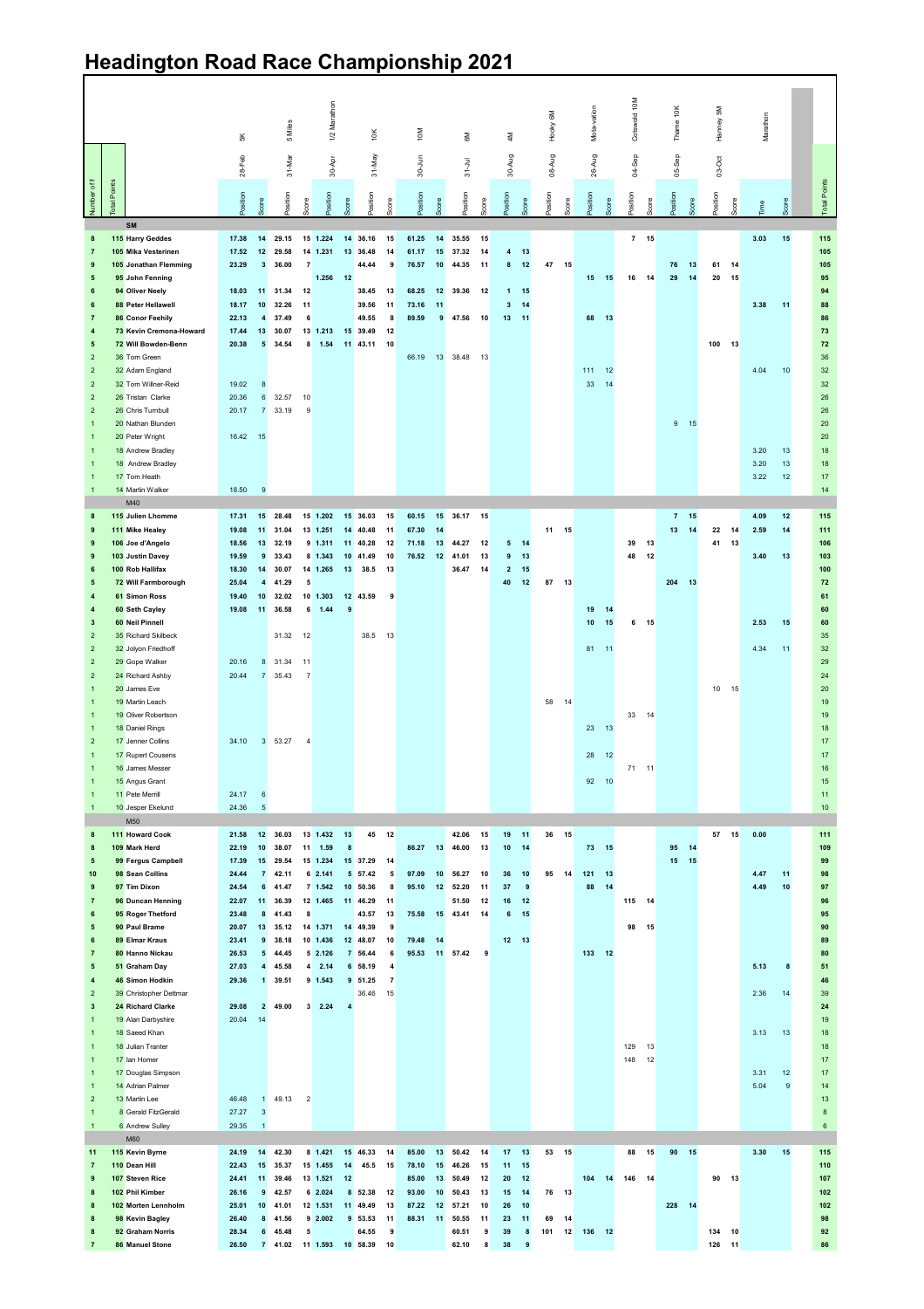# Headington Road Race Championship 2021

| Number of F | Total Points | | 5K 28-Feb | | 5 Miles 31-Mar | | 1/2 Marathon 30-Apr | | 10K 31-May | | 10M 30-Jun | | 6M 31-Jul | | 4M 30-Aug | | Hocky 6M 08-Aug | | Mota-vation 26-Aug | | Cotswold 10M 04-Sep | | Thame 10K 05-Sep | | Hanney 5M 03-Oct | | Marathon | | Total Points |
|---|---|---|---|---|---|---|---|---|---|---|---|---|---|---|---|---|---|---|---|---|---|---|---|---|---|---|---|---|---|
| | | | Position | Score | Position | Score | Position | Score | Position | Score | Position | Score | Position | Score | Position | Score | Position | Score | Position | Score | Position | Score | Position | Score | Position | Score | Time | Score | |
| | | **SM** | | | | | | | | | | | | | | | | | | | | | | | | | | | |
| 8 | 115 | **Harry Geddes** | 17.38 | 14 | 29.15 | 15 | 1.224 | 14 | 36.16 | 15 | 61.25 | 14 | 35.55 | 15 | | | | | | | 7 | 15 | | | | | 3.03 | 15 | 115 |
| 7 | 105 | **Mika Vesterinen** | 17.52 | 12 | 29.58 | 14 | 1.231 | 13 | 36.48 | 14 | 61.17 | 15 | 37.32 | 14 | 4 | 13 | | | | | | | | | | | | | 105 |
| 9 | 105 | **Jonathan Flemming** | 23.29 | 3 | 36.00 | 7 | | | 44.44 | 9 | 76.57 | 10 | 44.35 | 11 | 8 | 12 | 47 | 15 | | | | | 76 | 13 | 61 | 14 | | | 105 |
| 5 | 95 | **John Fenning** | | | | | 1.256 | 12 | | | | | | | | | | | 15 | 15 | 16 | 14 | 29 | 14 | 20 | 15 | | | 95 |
| 6 | 94 | **Oliver Neely** | 18.03 | 11 | 31.34 | 12 | | | 38.45 | 13 | 68.25 | 12 | 39.36 | 12 | 1 | 15 | | | | | | | | | | | | | 94 |
| 6 | 88 | **Peter Hellawell** | 18.17 | 10 | 32.26 | 11 | | | 39.56 | 11 | 73.16 | 11 | | | 3 | 14 | | | | | | | | | | | 3.38 | 11 | 88 |
| 7 | 86 | **Conor Feehily** | 22.13 | 4 | 37.49 | 6 | | | 49.55 | 8 | 89.59 | 9 | 47.56 | 10 | 13 | 11 | | | 68 | 13 | | | | | | | | | 86 |
| 4 | 73 | **Kevin Cremona-Howard** | 17.44 | 13 | 30.07 | 13 | 1.213 | 15 | 39.49 | 12 | | | | | | | | | | | | | | | | | | | 73 |
| 5 | 72 | **Will Bowden-Benn** | 20.38 | 5 | 34.54 | 8 | 1.54 | 11 | 43.11 | 10 | | | | | | | | | | | | | | | 100 | 13 | | | 72 |
| 2 | 36 | Tom Green | | | | | | | | | 66.19 | 13 | 38.48 | 13 | | | | | | | | | | | | | | | 36 |
| 2 | 32 | Adam England | | | | | | | | | | | | | | | | | 111 | 12 | | | | | | | 4.04 | 10 | 32 |
| 2 | 32 | Tom Willner-Reid | 19.02 | 8 | | | | | | | | | | | | | | | 33 | 14 | | | | | | | | | 32 |
| 2 | 26 | Tristan Clarke | 20.36 | 6 | 32.57 | 10 | | | | | | | | | | | | | | | | | | | | | | | 26 |
| 2 | 26 | Chris Turnbull | 20.17 | 7 | 33.19 | 9 | | | | | | | | | | | | | | | | | | | | | | | 26 |
| 1 | 20 | Nathan Blunden | | | | | | | | | | | | | | | | | | | | | 9 | 15 | | | | | 20 |
| 1 | 20 | Peter Wright | 16.42 | 15 | | | | | | | | | | | | | | | | | | | | | | | | | 20 |
| 1 | 18 | Andrew Bradley | | | | | | | | | | | | | | | | | | | | | | | | | 3.20 | 13 | 18 |
| 1 | 18 | Andrew Bradley | | | | | | | | | | | | | | | | | | | | | | | | | 3.20 | 13 | 18 |
| 1 | 17 | Tom Heath | | | | | | | | | | | | | | | | | | | | | | | | | 3.22 | 12 | 17 |
| 1 | 14 | Martin Walker | 18.50 | 9 | | | | | | | | | | | | | | | | | | | | | | | | | 14 |
| | | M40 | | | | | | | | | | | | | | | | | | | | | | | | | | | |
| 8 | 115 | **Julien Lhomme** | 17.31 | 15 | 28.48 | 15 | 1.202 | 15 | 36.03 | 15 | 60.15 | 15 | 36.17 | 15 | | | | | | | | | 7 | 15 | | | 4.09 | 12 | 115 |
| 9 | 111 | **Mike Healey** | 19.08 | 11 | 31.04 | 13 | 1.251 | 14 | 40.48 | 11 | 67.30 | 14 | | | | | 11 | 15 | | | | | 13 | 14 | 22 | 14 | 2.59 | 14 | 111 |
| 9 | 106 | **Joe d'Angelo** | 18.56 | 13 | 32.19 | 9 | 1.311 | 11 | 40.28 | 12 | 71.18 | 13 | 44.27 | 12 | 5 | 14 | | | | | 39 | 13 | | | 41 | 13 | | | 106 |
| 9 | 103 | **Justin Davey** | 19.59 | 9 | 33.43 | 8 | 1.343 | 10 | 41.49 | 10 | 76.52 | 12 | 41.01 | 13 | 9 | 13 | | | | | 48 | 12 | | | | | 3.40 | 13 | 103 |
| 6 | 100 | **Rob Hallifax** | 18.30 | 14 | 30.07 | 14 | 1.265 | 13 | 38.5 | 13 | | | 36.47 | 14 | 2 | 15 | | | | | | | | | | | | | 100 |
| 5 | 72 | **Will Farmborough** | 25.04 | 4 | 41.29 | 5 | | | | | | | | | 40 | 12 | 87 | 13 | | | | | 204 | 13 | | | | | 72 |
| 4 | 61 | **Simon Ross** | 19.40 | 10 | 32.02 | 10 | 1.303 | 12 | 43.59 | 9 | | | | | | | | | | | | | | | | | | | 61 |
| 4 | 60 | **Seth Cayley** | 19.08 | 11 | 36.58 | 6 | 1.44 | 9 | | | | | | | | | | | 19 | 14 | | | | | | | | | 60 |
| 3 | 60 | **Neil Pinnell** | | | | | | | | | | | | | | | | | 10 | 15 | 6 | 15 | | | | | 2.53 | 15 | 60 |
| 2 | 35 | Richard Skilbeck | | | 31.32 | 12 | | | 38.5 | 13 | | | | | | | | | | | | | | | | | | | 35 |
| 2 | 32 | Jolyon Friedhoff | | | | | | | | | | | | | | | | | 81 | 11 | | | | | | | 4.34 | 11 | 32 |
| 2 | 29 | Gope Walker | 20.16 | 8 | 31.34 | 11 | | | | | | | | | | | | | | | | | | | | | | | 29 |
| 2 | 24 | Richard Ashby | 20.44 | 7 | 35.43 | 7 | | | | | | | | | | | | | | | | | | | | | | | 24 |
| 1 | 20 | James Eve | | | | | | | | | | | | | | | | | | | | | | | 10 | 15 | | | 20 |
| 1 | 19 | Martin Leach | | | | | | | | | | | | | | | 58 | 14 | | | | | | | | | | | 19 |
| 1 | 19 | Oliver Robertson | | | | | | | | | | | | | | | | | | | 33 | 14 | | | | | | | 19 |
| 1 | 18 | Daniel Rings | | | | | | | | | | | | | | | | | 23 | 13 | | | | | | | | | 18 |
| 2 | 17 | Jenner Collins | 34.10 | 3 | 53.27 | 4 | | | | | | | | | | | | | | | | | | | | | | | 17 |
| 1 | 17 | Rupert Cousens | | | | | | | | | | | | | | | | | 28 | 12 | | | | | | | | | 17 |
| 1 | 16 | James Messer | | | | | | | | | | | | | | | | | | | 71 | 11 | | | | | | | 16 |
| 1 | 15 | Angus Grant | | | | | | | | | | | | | | | | | 92 | 10 | | | | | | | | | 15 |
| 1 | 11 | Pete Merrill | 24.17 | 6 | | | | | | | | | | | | | | | | | | | | | | | | | 11 |
| 1 | 10 | Jesper Ekelund | 24.36 | 5 | | | | | | | | | | | | | | | | | | | | | | | | | 10 |
| | | M50 | | | | | | | | | | | | | | | | | | | | | | | | | | | |
| 8 | 111 | **Howard Cook** | 21.58 | 12 | 36.03 | 13 | 1.432 | 13 | 45 | 12 | | | 42.06 | 15 | 19 | 11 | 36 | 15 | | | | | | | 57 | 15 | 0.00 | | 111 |
| 8 | 109 | **Mark Herd** | 22.19 | 10 | 38.07 | 11 | 1.59 | 8 | | | 86.27 | 13 | 46.00 | 13 | 10 | 14 | | | 73 | 15 | | | 95 | 14 | | | | | 109 |
| 5 | 99 | **Fergus Campbell** | 17.39 | 15 | 29.54 | 15 | 1.234 | 15 | 37.29 | 14 | | | | | | | | | | | | | 15 | 15 | | | | | 99 |
| 10 | 98 | **Sean Collins** | 24.44 | 7 | 42.11 | 6 | 2.141 | 5 | 57.42 | 5 | 97.09 | 10 | 56.27 | 10 | 36 | 10 | 95 | 14 | 121 | 13 | | | | | | | 4.47 | 11 | 98 |
| 9 | 97 | **Tim Dixon** | 24.54 | 6 | 41.47 | 7 | 1.542 | 10 | 50.36 | 8 | 95.10 | 12 | 52.20 | 11 | 37 | 9 | | | 88 | 14 | | | | | | | 4.49 | 10 | 97 |
| 7 | 96 | **Duncan Henning** | 22.07 | 11 | 36.39 | 12 | 1.465 | 11 | 46.29 | 11 | | | 51.50 | 12 | 16 | 12 | | | | | 115 | 14 | | | | | | | 96 |
| 6 | 95 | **Roger Thetford** | 23.48 | 8 | 41.43 | 8 | | | 43.57 | 13 | 75.58 | 15 | 43.41 | 14 | 6 | 15 | | | | | | | | | | | | | 95 |
| 5 | 90 | **Paul Brame** | 20.07 | 13 | 35.12 | 14 | 1.371 | 14 | 49.39 | 9 | | | | | | | | | | | 98 | 15 | | | | | | | 90 |
| 6 | 89 | **Elmar Kraus** | 23.41 | 9 | 38.18 | 10 | 1.436 | 12 | 48.07 | 10 | 79.48 | 14 | | | 12 | 13 | | | | | | | | | | | | | 89 |
| 7 | 80 | **Hanno Nickau** | 26.53 | 5 | 44.45 | 5 | 2.126 | 7 | 56.44 | 6 | 95.53 | 11 | 57.42 | 9 | | | | | 133 | 12 | | | | | | | | | 80 |
| 5 | 51 | **Graham Day** | 27.03 | 4 | 45.58 | 4 | 2.14 | 6 | 58.19 | 4 | | | | | | | | | | | | | | | | | 5.13 | 8 | 51 |
| 4 | 46 | **Simon Hodkin** | 29.36 | 1 | 39.51 | 9 | 1.543 | 9 | 51.25 | 7 | | | | | | | | | | | | | | | | | | | 46 |
| 2 | 39 | Christopher Dettmar | | | | | | | 36.46 | 15 | | | | | | | | | | | | | | | | | 2.36 | 14 | 39 |
| 3 | 24 | **Richard Clarke** | 29.08 | 2 | 49.00 | 3 | 2.24 | 4 | | | | | | | | | | | | | | | | | | | | | 24 |
| 1 | 19 | Alan Darbyshire | 20.04 | 14 | | | | | | | | | | | | | | | | | | | | | | | | | 19 |
| 1 | 18 | Saeed Khan | | | | | | | | | | | | | | | | | | | | | | | | | 3.13 | 13 | 18 |
| 1 | 18 | Julian Tranter | | | | | | | | | | | | | | | | | | | 129 | 13 | | | | | | | 18 |
| 1 | 17 | Ian Homer | | | | | | | | | | | | | | | | | | | 148 | 12 | | | | | | | 17 |
| 1 | 17 | Douglas Simpson | | | | | | | | | | | | | | | | | | | | | | | | | 3.31 | 12 | 17 |
| 1 | 14 | Adrian Palmer | | | | | | | | | | | | | | | | | | | | | | | | | 5.04 | 9 | 14 |
| 2 | 13 | Martin Lee | 46.48 | 1 | 49.13 | 2 | | | | | | | | | | | | | | | | | | | | | | | 13 |
| 1 | 8 | Gerald FitzGerald | 27.27 | 3 | | | | | | | | | | | | | | | | | | | | | | | | | 8 |
| 1 | 6 | Andrew Sulley | 29.35 | 1 | | | | | | | | | | | | | | | | | | | | | | | | | 6 |
| | | M60 | | | | | | | | | | | | | | | | | | | | | | | | | | | |
| 11 | 115 | **Kevin Byrne** | 24.19 | 14 | 42.30 | 8 | 1.421 | 15 | 46.33 | 14 | 85.00 | 13 | 50.42 | 14 | 17 | 13 | 53 | 15 | | | 88 | 15 | 90 | 15 | | | 3.30 | 15 | 115 |
| 7 | 110 | **Dean Hill** | 22.43 | 15 | 35.37 | 15 | 1.455 | 14 | 45.5 | 15 | 78.10 | 15 | 46.26 | 15 | 11 | 15 | | | | | | | | | | | | | 110 |
| 9 | 107 | **Steven Rice** | 24.41 | 11 | 39.46 | 13 | 1.521 | 12 | | | 85.00 | 13 | 50.49 | 12 | 20 | 12 | | | 104 | 14 | 146 | 14 | | | 90 | 13 | | | 107 |
| 8 | 102 | **Phil Kimber** | 26.16 | 9 | 42.57 | 6 | 2.024 | 8 | 52.38 | 12 | 93.00 | 10 | 50.43 | 13 | 15 | 14 | 76 | 13 | | | | | | | | | | | 102 |
| 8 | 102 | **Morten Lennholm** | 25.01 | 10 | 41.01 | 12 | 1.531 | 11 | 49.49 | 13 | 87.22 | 12 | 57.21 | 10 | 26 | 10 | | | | | | | 228 | 14 | | | | | 102 |
| 8 | 98 | **Kevin Bagley** | 26.40 | 8 | 41.56 | 9 | 2.002 | 9 | 53.53 | 11 | 88.31 | 11 | 50.55 | 11 | 23 | 11 | 69 | 14 | | | | | | | | | | | 98 |
| 8 | 92 | **Graham Norris** | 28.34 | 6 | 45.48 | 5 | | | 64.55 | 9 | | | 60.51 | 9 | 39 | 8 | 101 | 12 | 136 | 12 | | | | | 134 | 10 | | | 92 |
| 7 | 86 | **Manuel Stone** | 26.50 | 7 | 41.02 | 11 | 1.593 | 10 | 58.39 | 10 | | | 62.10 | 8 | 38 | 9 | | | | | | | | | 126 | 11 | | | 86 |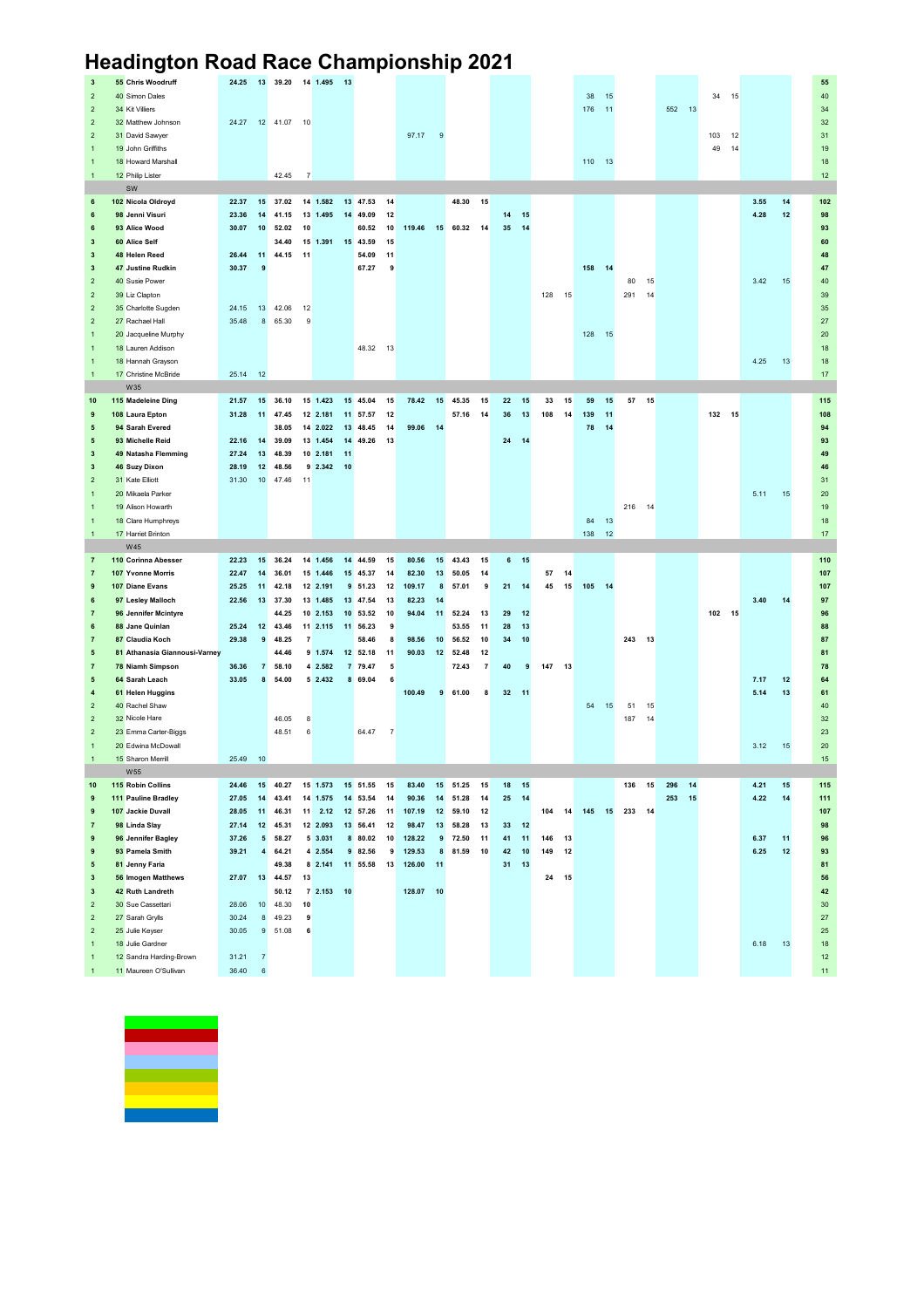# Headington Road Race Championship 2021

| | | | | | | | | | | | | | | | | | | | | | | | | | | | | |
|---|---|---|---|---|---|---|---|---|---|---|---|---|---|---|---|---|---|---|---|---|---|---|---|---|---|---|---|---|
| 3 | 55 Chris Woodruff | 24.25 | 13 | 39.20 | 14 | 1.495 | 13 | | | | | | | | | | | | | | | | | | | | | 55 |
| 2 | 40 Simon Dales | | | | | | | | | | | | | | | | | 38 | 15 | | | | | 34 | 15 | | | 40 |
| 2 | 34 Kit Villiers | | | | | | | | | | | | | | | | | 176 | 11 | | | 552 | 13 | | | | | 34 |
| 2 | 32 Matthew Johnson | 24.27 | 12 | 41.07 | 10 | | | | | | | | | | | | | | | | | | | | | | | 32 |
| 2 | 31 David Sawyer | | | | | | | | | 97.17 | 9 | | | | | | | | | | | | | 103 | 12 | | | 31 |
| 1 | 19 John Griffiths | | | | | | | | | | | | | | | | | | | | | | | 49 | 14 | | | 19 |
| 1 | 18 Howard Marshall | | | | | | | | | | | | | | | | | 110 | 13 | | | | | | | | | 18 |
| 1 | 12 Philip Lister | | | 42.45 | 7 | | | | | | | | | | | | | | | | | | | | | | | 12 |
| | SW | | | | | | | | | | | | | | | | | | | | | | | | | | | |
| 6 | 102 Nicola Oldroyd | 22.37 | 15 | 37.02 | 14 | 1.582 | 13 | 47.53 | 14 | | | 48.30 | 15 | | | | | | | | | | | | | 3.55 | 14 | 102 |
| 6 | 98 Jenni Visuri | 23.36 | 14 | 41.15 | 13 | 1.495 | 14 | 49.09 | 12 | | | | | 14 | 15 | | | | | | | | | | | 4.28 | 12 | 98 |
| 6 | 93 Alice Wood | 30.07 | 10 | 52.02 | 10 | | | 60.52 | 10 | 119.46 | 15 | 60.32 | 14 | 35 | 14 | | | | | | | | | | | | | 93 |
| 3 | 60 Alice Self | | | 34.40 | 15 | 1.391 | 15 | 43.59 | 15 | | | | | | | | | | | | | | | | | | | 60 |
| 3 | 48 Helen Reed | 26.44 | 11 | 44.15 | 11 | | | 54.09 | 11 | | | | | | | | | | | | | | | | | | | 48 |
| 3 | 47 Justine Rudkin | 30.37 | 9 | | | | | 67.27 | 9 | | | | | | | | | 158 | 14 | | | | | | | | | 47 |
| 2 | 40 Susie Power | | | | | | | | | | | | | | | | | | | 80 | 15 | | | | | 3.42 | 15 | 40 |
| 2 | 39 Liz Clapton | | | | | | | | | | | | | | | 128 | 15 | | | 291 | 14 | | | | | | | 39 |
| 2 | 35 Charlotte Sugden | 24.15 | 13 | 42.06 | 12 | | | | | | | | | | | | | | | | | | | | | | | 35 |
| 2 | 27 Rachael Hall | 35.48 | 8 | 65.30 | 9 | | | | | | | | | | | | | | | | | | | | | | | 27 |
| 1 | 20 Jacqueline Murphy | | | | | | | | | | | | | | | | | 128 | 15 | | | | | | | | | 20 |
| 1 | 18 Lauren Addison | | | | | | | 48.32 | 13 | | | | | | | | | | | | | | | | | | | 18 |
| 1 | 18 Hannah Grayson | | | | | | | | | | | | | | | | | | | | | | | | | 4.25 | 13 | 18 |
| 1 | 17 Christine McBride | 25.14 | 12 | | | | | | | | | | | | | | | | | | | | | | | | | 17 |
| | W35 | | | | | | | | | | | | | | | | | | | | | | | | | | | |
| 10 | 115 Madeleine Ding | 21.57 | 15 | 36.10 | 15 | 1.423 | 15 | 45.04 | 15 | 78.42 | 15 | 45.35 | 15 | 22 | 15 | 33 | 15 | 59 | 15 | 57 | 15 | | | | | | | 115 |
| 9 | 108 Laura Epton | 31.28 | 11 | 47.45 | 12 | 2.181 | 11 | 57.57 | 12 | | | 57.16 | 14 | 36 | 13 | 108 | 14 | 139 | 11 | | | | | 132 | 15 | | | 108 |
| 5 | 94 Sarah Evered | | | 38.05 | 14 | 2.022 | 13 | 48.45 | 14 | 99.06 | 14 | | | | | | | 78 | 14 | | | | | | | | | 94 |
| 5 | 93 Michelle Reid | 22.16 | 14 | 39.09 | 13 | 1.454 | 14 | 49.26 | 13 | | | | | 24 | 14 | | | | | | | | | | | | | 93 |
| 3 | 49 Natasha Flemming | 27.24 | 13 | 48.39 | 10 | 2.181 | 11 | | | | | | | | | | | | | | | | | | | | | 49 |
| 3 | 46 Suzy Dixon | 28.19 | 12 | 48.56 | 9 | 2.342 | 10 | | | | | | | | | | | | | | | | | | | | | 46 |
| 2 | 31 Kate Elliott | 31.30 | 10 | 47.46 | 11 | | | | | | | | | | | | | | | | | | | | | | | 31 |
| 1 | 20 Mikaela Parker | | | | | | | | | | | | | | | | | | | | | | | | | 5.11 | 15 | 20 |
| 1 | 19 Alison Howarth | | | | | | | | | | | | | | | | | | | 216 | 14 | | | | | | | 19 |
| 1 | 18 Clare Humphreys | | | | | | | | | | | | | | | | | 84 | 13 | | | | | | | | | 18 |
| 1 | 17 Harriet Brinton | | | | | | | | | | | | | | | | | 138 | 12 | | | | | | | | | 17 |
| | W45 | | | | | | | | | | | | | | | | | | | | | | | | | | | |
| 7 | 110 Corinna Abesser | 22.23 | 15 | 36.24 | 14 | 1.456 | 14 | 44.59 | 15 | 80.56 | 15 | 43.43 | 15 | 6 | 15 | | | | | | | | | | | | | 110 |
| 7 | 107 Yvonne Morris | 22.47 | 14 | 36.01 | 15 | 1.446 | 15 | 45.37 | 14 | 82.30 | 13 | 50.05 | 14 | | | 57 | 14 | | | | | | | | | | | 107 |
| 9 | 107 Claire Evans | 25.25 | 11 | 42.18 | 12 | 2.191 | 9 | 51.23 | 12 | 109.17 | 8 | 57.01 | 9 | 21 | 14 | 45 | 15 | 105 | 14 | | | | | | | | | 107 |
| 6 | 97 Lesley Malloch | 22.56 | 13 | 37.30 | 13 | 1.485 | 13 | 47.54 | 13 | 82.23 | 14 | | | | | | | | | | | | | | | 3.40 | 14 | 97 |
| 7 | 96 Jennifer Mcintyre | | | 44.25 | 10 | 2.153 | 10 | 53.52 | 10 | 94.04 | 11 | 52.24 | 13 | 29 | 12 | | | | | | | | | 102 | 15 | | | 96 |
| 6 | 88 Jane Quinlan | 25.24 | 12 | 43.46 | 11 | 2.115 | 11 | 56.23 | 9 | | | 53.55 | 11 | 28 | 13 | | | | | | | | | | | | | 88 |
| 7 | 87 Claudia Koch | 29.38 | 9 | 48.25 | 7 | | | 58.46 | 8 | 98.56 | 10 | 56.52 | 10 | 34 | 10 | | | | | 243 | 13 | | | | | | | 87 |
| 5 | 81 Athanasia Giannousi-Varney | | | 44.46 | 9 | 1.574 | 12 | 52.18 | 11 | 90.03 | 12 | 52.48 | 12 | | | | | | | | | | | | | | | 81 |
| 7 | 78 Niamh Simpson | 36.36 | 7 | 58.10 | 4 | 2.582 | 7 | 79.47 | 5 | | | 72.43 | 7 | 40 | 9 | 147 | 13 | | | | | | | | | | | 78 |
| 5 | 64 Sarah Leach | 33.05 | 8 | 54.00 | 5 | 2.432 | 8 | 69.04 | 6 | | | | | | | | | | | | | | | | | 7.17 | 12 | 64 |
| 4 | 61 Helen Huggins | | | | | | | | | 100.49 | 9 | 61.00 | 8 | 32 | 11 | | | | | | | | | | | 5.14 | 13 | 61 |
| 2 | 40 Rachel Shaw | | | | | | | | | | | | | | | | | 54 | 15 | 51 | 15 | | | | | | | 40 |
| 2 | 32 Nicole Hare | | | 46.05 | 8 | | | | | | | | | | | | | | | 187 | 14 | | | | | | | 32 |
| 2 | 23 Emma Carter-Biggs | | | 48.51 | 6 | | | 64.47 | 7 | | | | | | | | | | | | | | | | | | | 23 |
| 1 | 20 Edwina McDowall | | | | | | | | | | | | | | | | | | | | | | | | | 3.12 | 15 | 20 |
| 1 | 15 Sharon Merrill | 25.49 | 10 | | | | | | | | | | | | | | | | | | | | | | | | | 15 |
| | W55 | | | | | | | | | | | | | | | | | | | | | | | | | | | |
| 10 | 115 Robin Collins | 24.46 | 15 | 40.27 | 15 | 1.573 | 15 | 51.55 | 15 | 83.40 | 15 | 51.25 | 15 | 18 | 15 | | | | | 136 | 15 | 296 | 14 | | | 4.21 | 15 | 115 |
| 9 | 111 Pauline Bradley | 27.05 | 14 | 43.41 | 14 | 1.575 | 14 | 53.54 | 14 | 90.36 | 14 | 51.28 | 14 | 25 | 14 | | | | | | | 253 | 15 | | | 4.22 | 14 | 111 |
| 9 | 107 Jackie Duvall | 28.05 | 11 | 46.31 | 11 | 2.12 | 12 | 57.26 | 11 | 107.19 | 12 | 59.10 | 12 | | | 104 | 14 | 145 | 15 | 233 | 14 | | | | | | | 107 |
| 7 | 98 Linda Slay | 27.14 | 12 | 45.31 | 12 | 2.093 | 13 | 56.41 | 12 | 98.47 | 13 | 58.28 | 13 | 33 | 12 | | | | | | | | | | | | | 98 |
| 9 | 96 Jennifer Bagley | 37.26 | 5 | 58.27 | 5 | 3.031 | 8 | 80.02 | 10 | 128.22 | 9 | 72.50 | 11 | 41 | 11 | 146 | 13 | | | | | | | | | 6.37 | 11 | 96 |
| 9 | 93 Pamela Smith | 39.21 | 4 | 64.21 | 4 | 2.554 | 9 | 82.56 | 9 | 129.53 | 8 | 81.59 | 10 | 42 | 10 | 149 | 12 | | | | | | | | | 6.25 | 12 | 93 |
| 5 | 81 Jenny Faria | | | 49.38 | 8 | 2.141 | 11 | 55.58 | 13 | 126.00 | 11 | | | 31 | 13 | | | | | | | | | | | | | 81 |
| 3 | 56 Imogen Matthews | 27.07 | 13 | 44.57 | 13 | | | | | | | | | | | 24 | 15 | | | | | | | | | | | 56 |
| 3 | 42 Ruth Landreth | | | 50.12 | 7 | 2.153 | 10 | | | 128.07 | 10 | | | | | | | | | | | | | | | | | 42 |
| 2 | 30 Sue Cassettari | 28.06 | 10 | 48.30 | 10 | | | | | | | | | | | | | | | | | | | | | | | 30 |
| 2 | 27 Sarah Grylls | 30.24 | 8 | 49.23 | 9 | | | | | | | | | | | | | | | | | | | | | | | 27 |
| 2 | 25 Julie Keyser | 30.05 | 9 | 51.08 | 6 | | | | | | | | | | | | | | | | | | | | | | | 25 |
| 1 | 18 Julie Gardner | | | | | | | | | | | | | | | | | | | | | | | | | 6.18 | 13 | 18 |
| 1 | 12 Sandra Harding-Brown | 31.21 | 7 | | | | | | | | | | | | | | | | | | | | | | | | | 12 |
| 1 | 11 Maureen O'Sullivan | 36.40 | 6 | | | | | | | | | | | | | | | | | | | | | | | | | 11 |